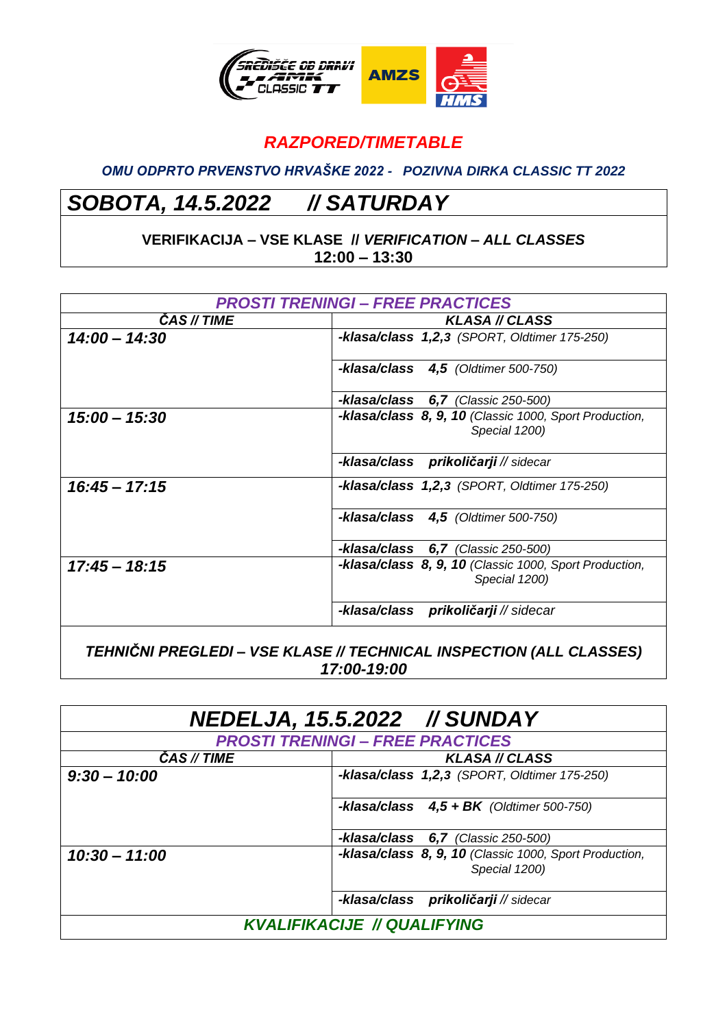## *RAZPORED/TIMETABLE*

***OMU ODPRTO PRVENSTVO HRVAŠKE 2022 - POZIVNA DIRKA CLASSIC TT 2022***

## *SOBOTA, 14.5.2022 // SATURDAY*

**VERIFIKACIJA – VSE KLASE // *VERIFICATION – ALL CLASSES***
**12:00 – 13:30**

| *PROSTI TRENINGI – FREE PRACTICES* | |
|---|---|
| ***ČAS // TIME*** | ***KLASA // CLASS*** |
| ***14:00 – 14:30*** | ***-klasa/class 1,2,3*** *(SPORT, Oldtimer 175-250)* |
| | ***-klasa/class 4,5*** *(Oldtimer 500-750)* |
| | ***-klasa/class 6,7*** *(Classic 250-500)* |
| ***15:00 – 15:30*** | ***-klasa/class 8, 9, 10*** *(Classic 1000, Sport Production, Special 1200)* |
| | ***-klasa/class prikoličarji*** *// sidecar* |
| ***16:45 – 17:15*** | ***-klasa/class 1,2,3*** *(SPORT, Oldtimer 175-250)* |
| | ***-klasa/class 4,5*** *(Oldtimer 500-750)* |
| | ***-klasa/class 6,7*** *(Classic 250-500)* |
| ***17:45 – 18:15*** | ***-klasa/class 8, 9, 10*** *(Classic 1000, Sport Production, Special 1200)* |
| | ***-klasa/class prikoličarji*** *// sidecar* |

***TEHNIČNI PREGLEDI – VSE KLASE // TECHNICAL INSPECTION (ALL CLASSES)***
***17:00-19:00***

## *NEDELJA, 15.5.2022 // SUNDAY*

| *PROSTI TRENINGI – FREE PRACTICES* | |
|---|---|
| ***ČAS // TIME*** | ***KLASA // CLASS*** |
| ***9:30 – 10:00*** | ***-klasa/class 1,2,3*** *(SPORT, Oldtimer 175-250)* |
| | ***-klasa/class 4,5 + BK*** *(Oldtimer 500-750)* |
| | ***-klasa/class 6,7*** *(Classic 250-500)* |
| ***10:30 – 11:00*** | ***-klasa/class 8, 9, 10*** *(Classic 1000, Sport Production, Special 1200)* |
| | ***-klasa/class prikoličarji*** *// sidecar* |

***KVALIFIKACIJE // QUALIFYING***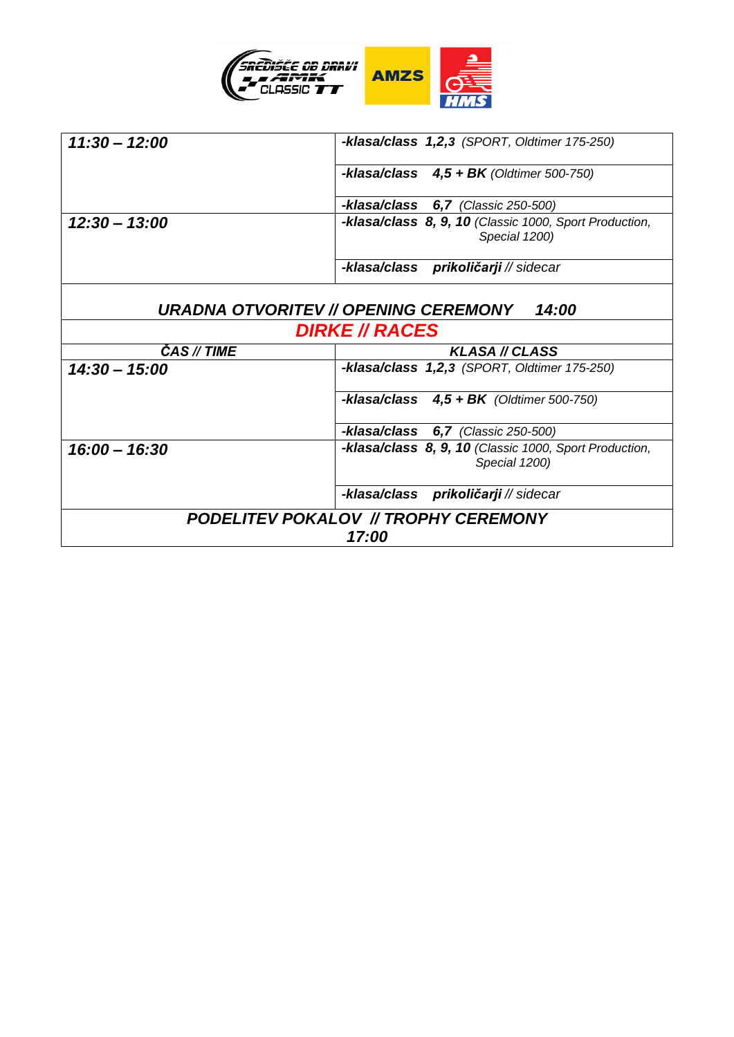| | |
|---|---|
| ***11:30 – 12:00*** | ***-klasa/class 1,2,3*** *(SPORT, Oldtimer 175-250)* |
| | ***-klasa/class 4,5 + BK*** *(Oldtimer 500-750)* |
| | ***-klasa/class 6,7*** *(Classic 250-500)* |
| ***12:30 – 13:00*** | ***-klasa/class 8, 9, 10*** *(Classic 1000, Sport Production, Special 1200)* |
| | ***-klasa/class prikoličarji*** *// sidecar* |
| ***URADNA OTVORITEV // OPENING CEREMONY 14:00*** | |
| ***DIRKE // RACES*** | |
| ***ČAS // TIME*** | ***KLASA // CLASS*** |
| ***14:30 – 15:00*** | ***-klasa/class 1,2,3*** *(SPORT, Oldtimer 175-250)* |
| | ***-klasa/class 4,5 + BK*** *(Oldtimer 500-750)* |
| | ***-klasa/class 6,7*** *(Classic 250-500)* |
| ***16:00 – 16:30*** | ***-klasa/class 8, 9, 10*** *(Classic 1000, Sport Production, Special 1200)* |
| | ***-klasa/class prikoličarji*** *// sidecar* |
| ***PODELITEV POKALOV // TROPHY CEREMONY 17:00*** | |